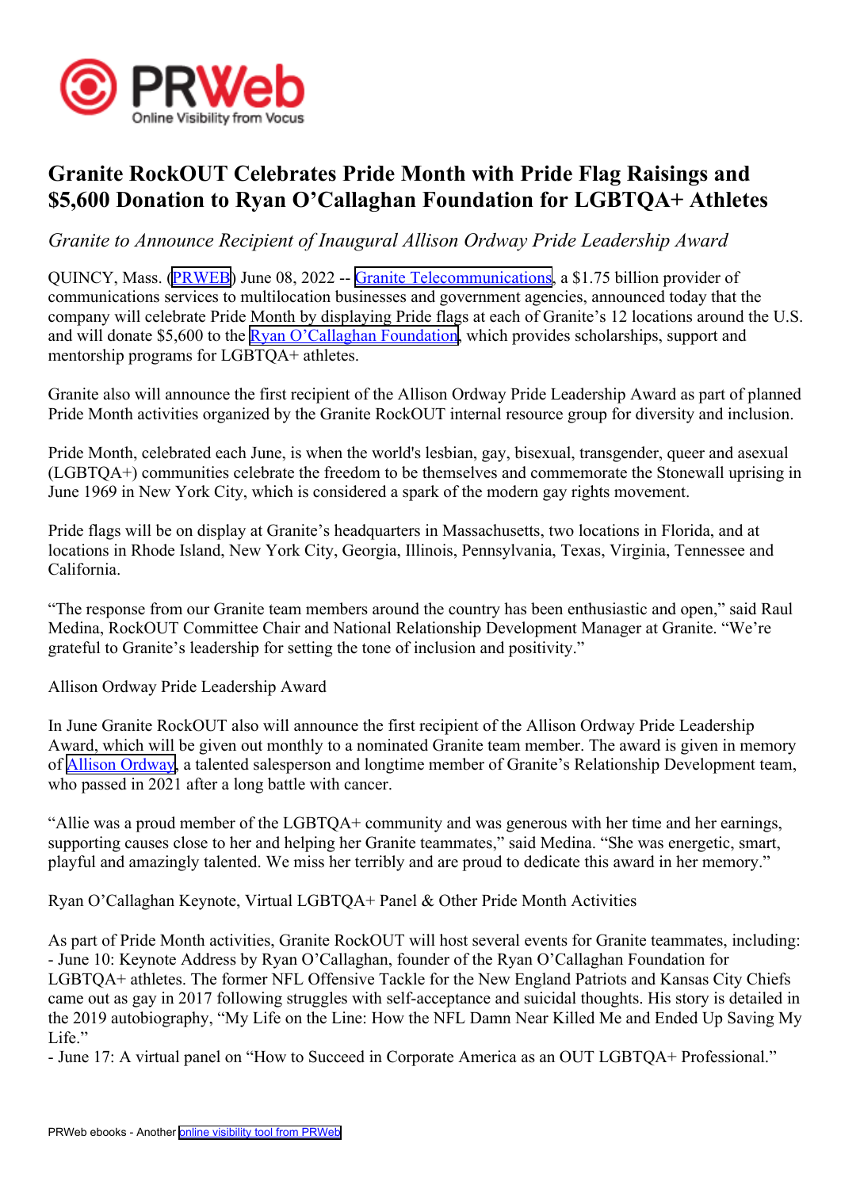# Granite RockOUT Celebrates Pride Month with Pride Flag Raisings and $5,600 Donation to Ryan O’Callaghan Foundation for LGBTQA+ Athletes

*Granite to Announce Recipient of Inaugural Allison Ordway Pride Leadership Award*

QUINCY, Mass. (PRWEB) June 08, 2022 -- Granite Telecommunications, a $1.75 billion provider of communications services to multilocation businesses and government agencies, announced today that the company will celebrate Pride Month by displaying Pride flags at each of Granite’s 12 locations around the U.S. and will donate $5,600 to the Ryan O’Callaghan Foundation, which provides scholarships, support and mentorship programs for LGBTQA+ athletes.

Granite also will announce the first recipient of the Allison Ordway Pride Leadership Award as part of planned Pride Month activities organized by the Granite RockOUT internal resource group for diversity and inclusion.

Pride Month, celebrated each June, is when the world's lesbian, gay, bisexual, transgender, queer and asexual (LGBTQA+) communities celebrate the freedom to be themselves and commemorate the Stonewall uprising in June 1969 in New York City, which is considered a spark of the modern gay rights movement.

Pride flags will be on display at Granite’s headquarters in Massachusetts, two locations in Florida, and at locations in Rhode Island, New York City, Georgia, Illinois, Pennsylvania, Texas, Virginia, Tennessee and California.

“The response from our Granite team members around the country has been enthusiastic and open,” said Raul Medina, RockOUT Committee Chair and National Relationship Development Manager at Granite. “We’re grateful to Granite’s leadership for setting the tone of inclusion and positivity.”

Allison Ordway Pride Leadership Award

In June Granite RockOUT also will announce the first recipient of the Allison Ordway Pride Leadership Award, which will be given out monthly to a nominated Granite team member. The award is given in memory of Allison Ordway, a talented salesperson and longtime member of Granite’s Relationship Development team, who passed in 2021 after a long battle with cancer.

“Allie was a proud member of the LGBTQA+ community and was generous with her time and her earnings, supporting causes close to her and helping her Granite teammates,” said Medina. “She was energetic, smart, playful and amazingly talented. We miss her terribly and are proud to dedicate this award in her memory.”

Ryan O’Callaghan Keynote, Virtual LGBTQA+ Panel & Other Pride Month Activities

As part of Pride Month activities, Granite RockOUT will host several events for Granite teammates, including:
- June 10: Keynote Address by Ryan O’Callaghan, founder of the Ryan O’Callaghan Foundation for LGBTQA+ athletes. The former NFL Offensive Tackle for the New England Patriots and Kansas City Chiefs came out as gay in 2017 following struggles with self-acceptance and suicidal thoughts. His story is detailed in the 2019 autobiography, “My Life on the Line: How the NFL Damn Near Killed Me and Ended Up Saving My Life.”
- June 17: A virtual panel on “How to Succeed in Corporate America as an OUT LGBTQA+ Professional.”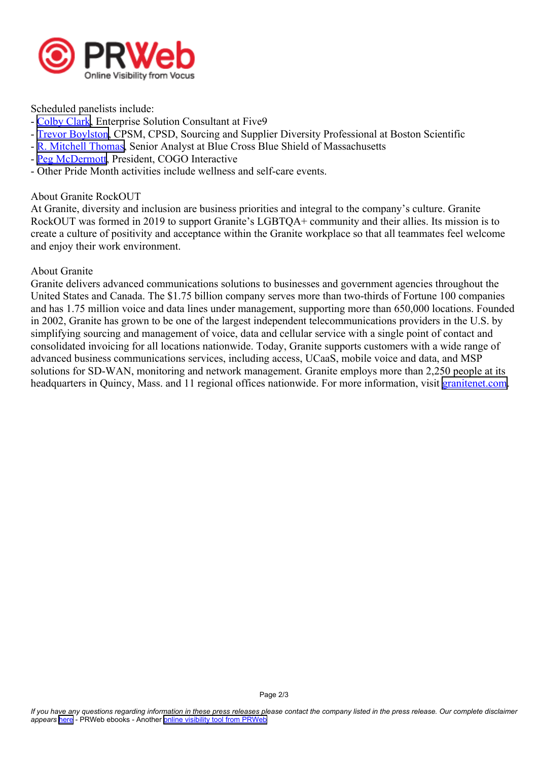Scheduled panelists include:
- Colby Clark, Enterprise Solution Consultant at Five9
- Trevor Boylston, CPSM, CPSD, Sourcing and Supplier Diversity Professional at Boston Scientific
- R. Mitchell Thomas, Senior Analyst at Blue Cross Blue Shield of Massachusetts
- Peg McDermott, President, COGO Interactive
- Other Pride Month activities include wellness and self-care events.

## About Granite RockOUT

At Granite, diversity and inclusion are business priorities and integral to the company's culture. Granite RockOUT was formed in 2019 to support Granite's LGBTQA+ community and their allies. Its mission is to create a culture of positivity and acceptance within the Granite workplace so that all teammates feel welcome and enjoy their work environment.

## About Granite

Granite delivers advanced communications solutions to businesses and government agencies throughout the United States and Canada. The $1.75 billion company serves more than two-thirds of Fortune 100 companies and has 1.75 million voice and data lines under management, supporting more than 650,000 locations. Founded in 2002, Granite has grown to be one of the largest independent telecommunications providers in the U.S. by simplifying sourcing and management of voice, data and cellular service with a single point of contact and consolidated invoicing for all locations nationwide. Today, Granite supports customers with a wide range of advanced business communications services, including access, UCaaS, mobile voice and data, and MSP solutions for SD-WAN, monitoring and network management. Granite employs more than 2,250 people at its headquarters in Quincy, Mass. and 11 regional offices nationwide. For more information, visit granitenet.com.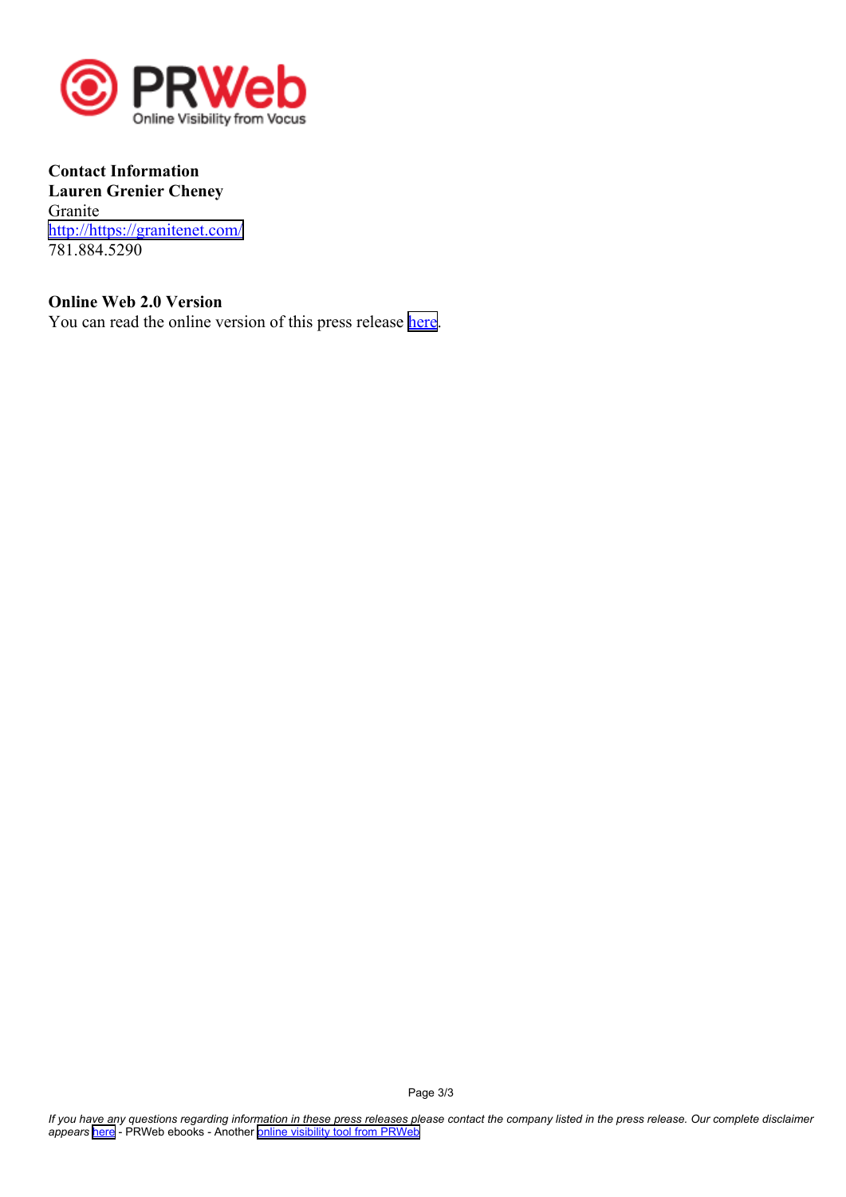**Contact Information**
**Lauren Grenier Cheney**
Granite
http://https://granitenet.com/
781.884.5290

**Online Web 2.0 Version**
You can read the online version of this press release here.

*If you have any questions regarding information in these press releases please contact the company listed in the press release. Our complete disclaimer appears* here - PRWeb ebooks - Another online visibility tool from PRWeb